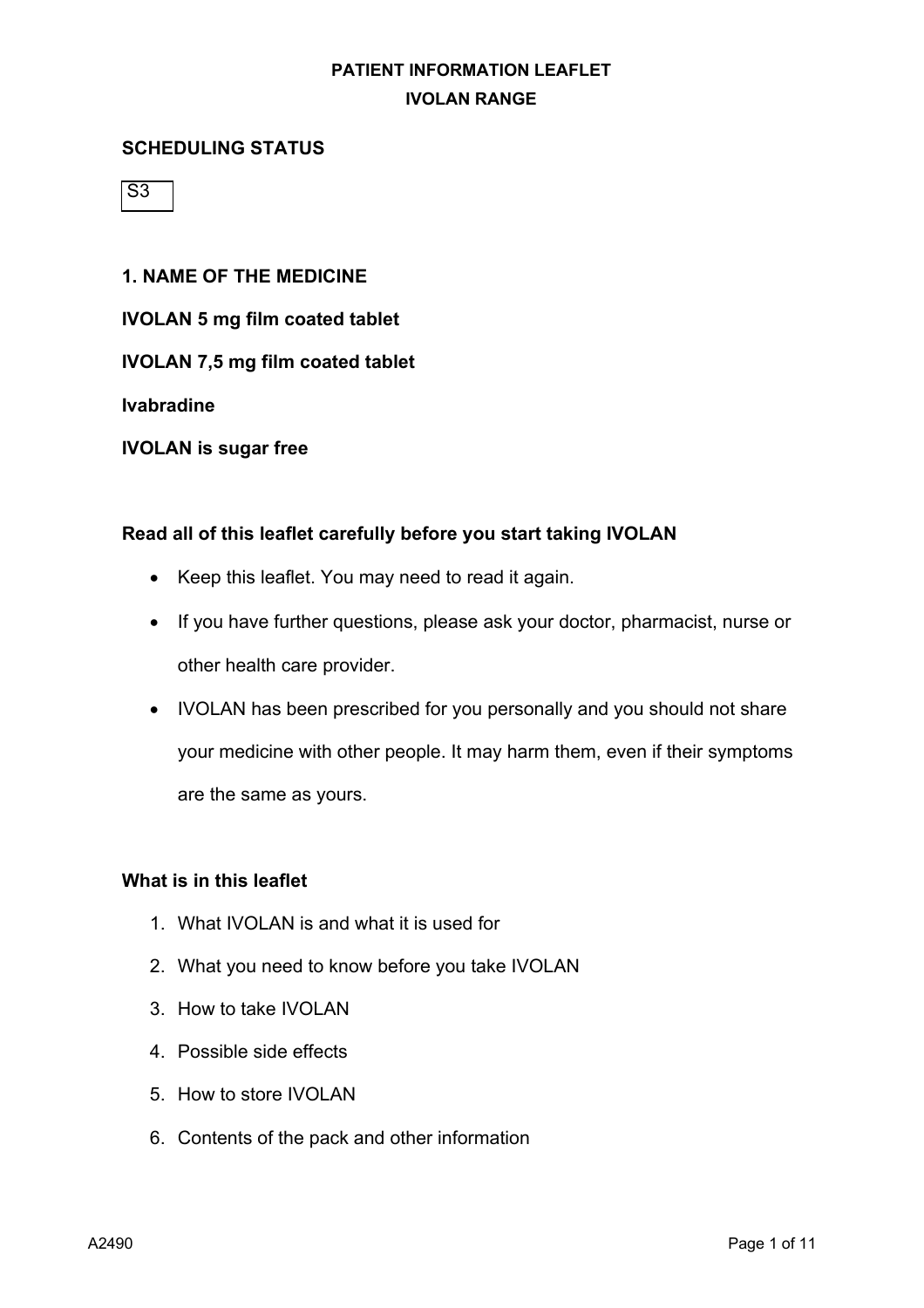# PATIENT INFORMATION LEAFLET
## IVOLAN RANGE

### SCHEDULING STATUS

S3

### 1. NAME OF THE MEDICINE

**IVOLAN 5 mg film coated tablet**

**IVOLAN 7,5 mg film coated tablet**

**Ivabradine**

**IVOLAN is sugar free**

**Read all of this leaflet carefully before you start taking IVOLAN**

- Keep this leaflet. You may need to read it again.
- If you have further questions, please ask your doctor, pharmacist, nurse or other health care provider.
- IVOLAN has been prescribed for you personally and you should not share your medicine with other people. It may harm them, even if their symptoms are the same as yours.

**What is in this leaflet**

1. What IVOLAN is and what it is used for
2. What you need to know before you take IVOLAN
3. How to take IVOLAN
4. Possible side effects
5. How to store IVOLAN
6. Contents of the pack and other information

A2490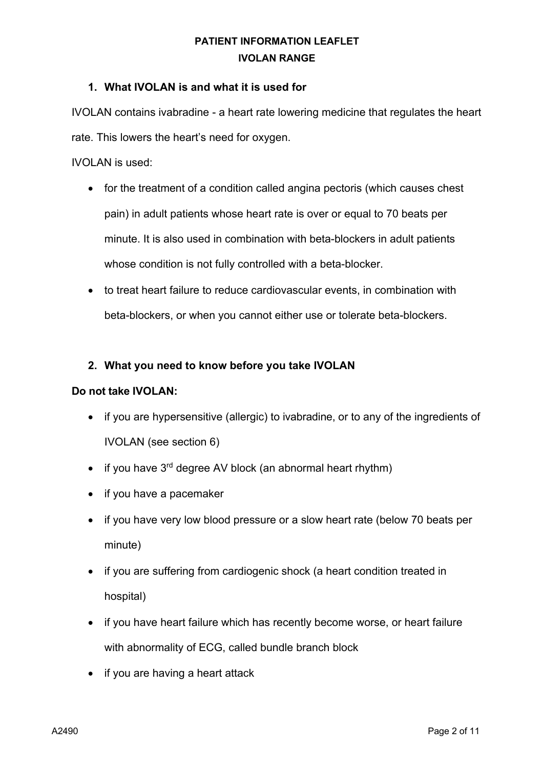**PATIENT INFORMATION LEAFLET**

**IVOLAN RANGE**

## 1. What IVOLAN is and what it is used for

IVOLAN contains ivabradine - a heart rate lowering medicine that regulates the heart rate. This lowers the heart's need for oxygen.

IVOLAN is used:

- for the treatment of a condition called angina pectoris (which causes chest pain) in adult patients whose heart rate is over or equal to 70 beats per minute. It is also used in combination with beta-blockers in adult patients whose condition is not fully controlled with a beta-blocker.
- to treat heart failure to reduce cardiovascular events, in combination with beta-blockers, or when you cannot either use or tolerate beta-blockers.

## 2. What you need to know before you take IVOLAN

**Do not take IVOLAN:**

- if you are hypersensitive (allergic) to ivabradine, or to any of the ingredients of IVOLAN (see section 6)
- if you have 3rd degree AV block (an abnormal heart rhythm)
- if you have a pacemaker
- if you have very low blood pressure or a slow heart rate (below 70 beats per minute)
- if you are suffering from cardiogenic shock (a heart condition treated in hospital)
- if you have heart failure which has recently become worse, or heart failure with abnormality of ECG, called bundle branch block
- if you are having a heart attack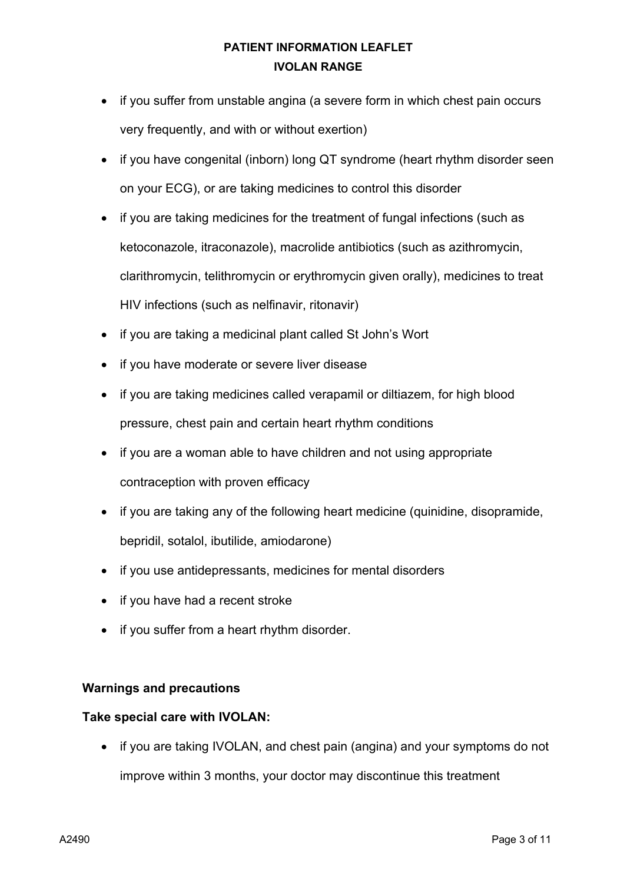- if you suffer from unstable angina (a severe form in which chest pain occurs very frequently, and with or without exertion)
- if you have congenital (inborn) long QT syndrome (heart rhythm disorder seen on your ECG), or are taking medicines to control this disorder
- if you are taking medicines for the treatment of fungal infections (such as ketoconazole, itraconazole), macrolide antibiotics (such as azithromycin, clarithromycin, telithromycin or erythromycin given orally), medicines to treat HIV infections (such as nelfinavir, ritonavir)
- if you are taking a medicinal plant called St John's Wort
- if you have moderate or severe liver disease
- if you are taking medicines called verapamil or diltiazem, for high blood pressure, chest pain and certain heart rhythm conditions
- if you are a woman able to have children and not using appropriate contraception with proven efficacy
- if you are taking any of the following heart medicine (quinidine, disopramide, bepridil, sotalol, ibutilide, amiodarone)
- if you use antidepressants, medicines for mental disorders
- if you have had a recent stroke
- if you suffer from a heart rhythm disorder.

**Warnings and precautions**

**Take special care with IVOLAN:**

- if you are taking IVOLAN, and chest pain (angina) and your symptoms do not improve within 3 months, your doctor may discontinue this treatment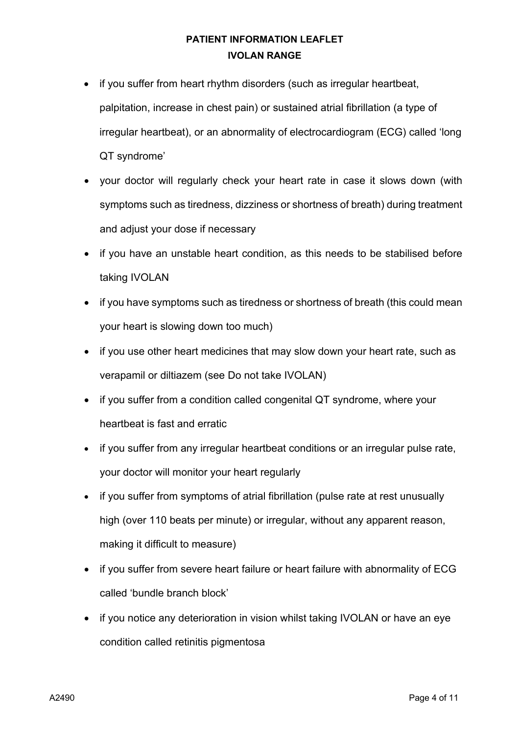- if you suffer from heart rhythm disorders (such as irregular heartbeat, palpitation, increase in chest pain) or sustained atrial fibrillation (a type of irregular heartbeat), or an abnormality of electrocardiogram (ECG) called 'long QT syndrome'
- your doctor will regularly check your heart rate in case it slows down (with symptoms such as tiredness, dizziness or shortness of breath) during treatment and adjust your dose if necessary
- if you have an unstable heart condition, as this needs to be stabilised before taking IVOLAN
- if you have symptoms such as tiredness or shortness of breath (this could mean your heart is slowing down too much)
- if you use other heart medicines that may slow down your heart rate, such as verapamil or diltiazem (see Do not take IVOLAN)
- if you suffer from a condition called congenital QT syndrome, where your heartbeat is fast and erratic
- if you suffer from any irregular heartbeat conditions or an irregular pulse rate, your doctor will monitor your heart regularly
- if you suffer from symptoms of atrial fibrillation (pulse rate at rest unusually high (over 110 beats per minute) or irregular, without any apparent reason, making it difficult to measure)
- if you suffer from severe heart failure or heart failure with abnormality of ECG called 'bundle branch block'
- if you notice any deterioration in vision whilst taking IVOLAN or have an eye condition called retinitis pigmentosa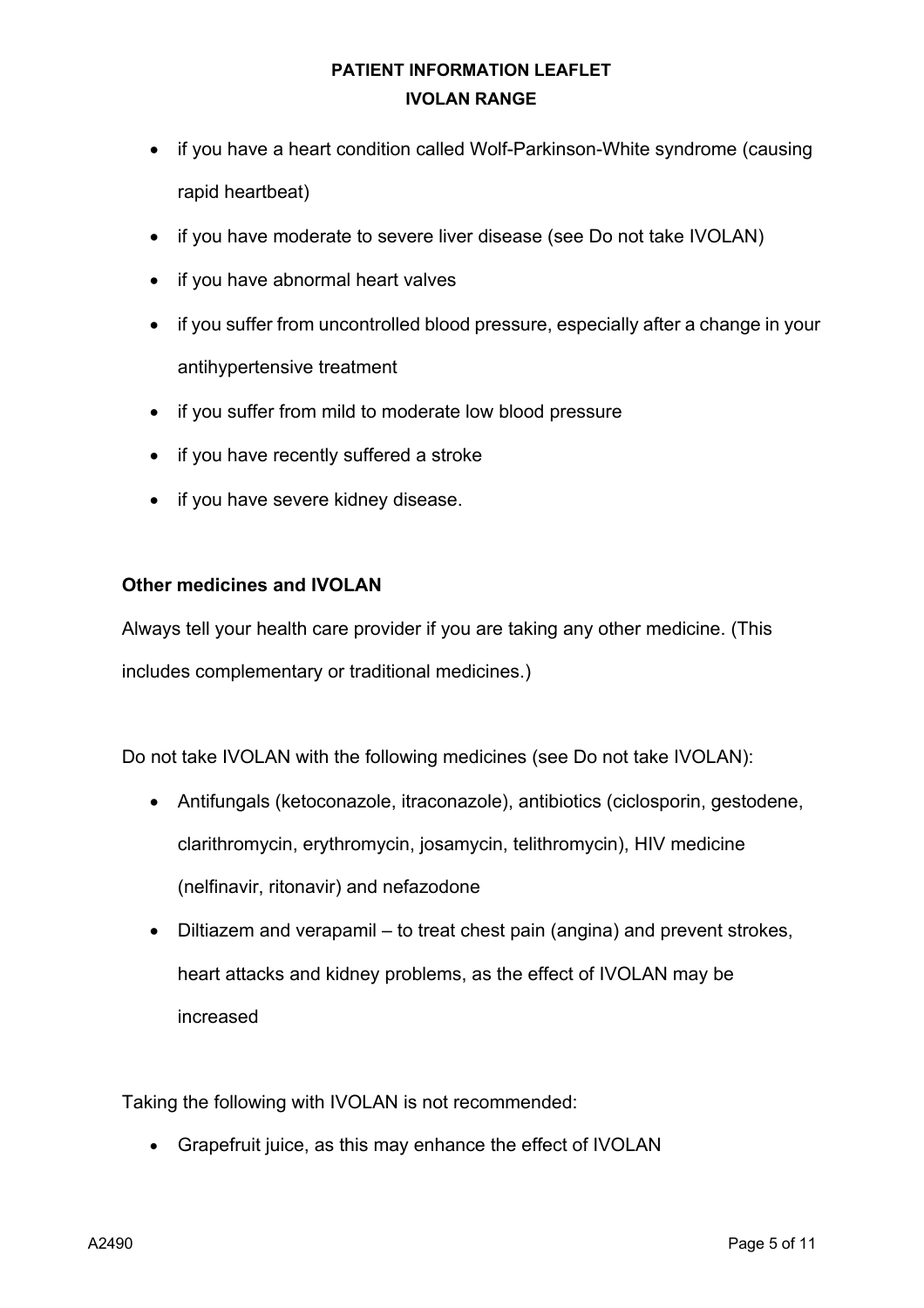- if you have a heart condition called Wolf-Parkinson-White syndrome (causing rapid heartbeat)
- if you have moderate to severe liver disease (see Do not take IVOLAN)
- if you have abnormal heart valves
- if you suffer from uncontrolled blood pressure, especially after a change in your antihypertensive treatment
- if you suffer from mild to moderate low blood pressure
- if you have recently suffered a stroke
- if you have severe kidney disease.

**Other medicines and IVOLAN**

Always tell your health care provider if you are taking any other medicine. (This includes complementary or traditional medicines.)

Do not take IVOLAN with the following medicines (see Do not take IVOLAN):

- Antifungals (ketoconazole, itraconazole), antibiotics (ciclosporin, gestodene, clarithromycin, erythromycin, josamycin, telithromycin), HIV medicine (nelfinavir, ritonavir) and nefazodone
- Diltiazem and verapamil – to treat chest pain (angina) and prevent strokes, heart attacks and kidney problems, as the effect of IVOLAN may be increased

Taking the following with IVOLAN is not recommended:

- Grapefruit juice, as this may enhance the effect of IVOLAN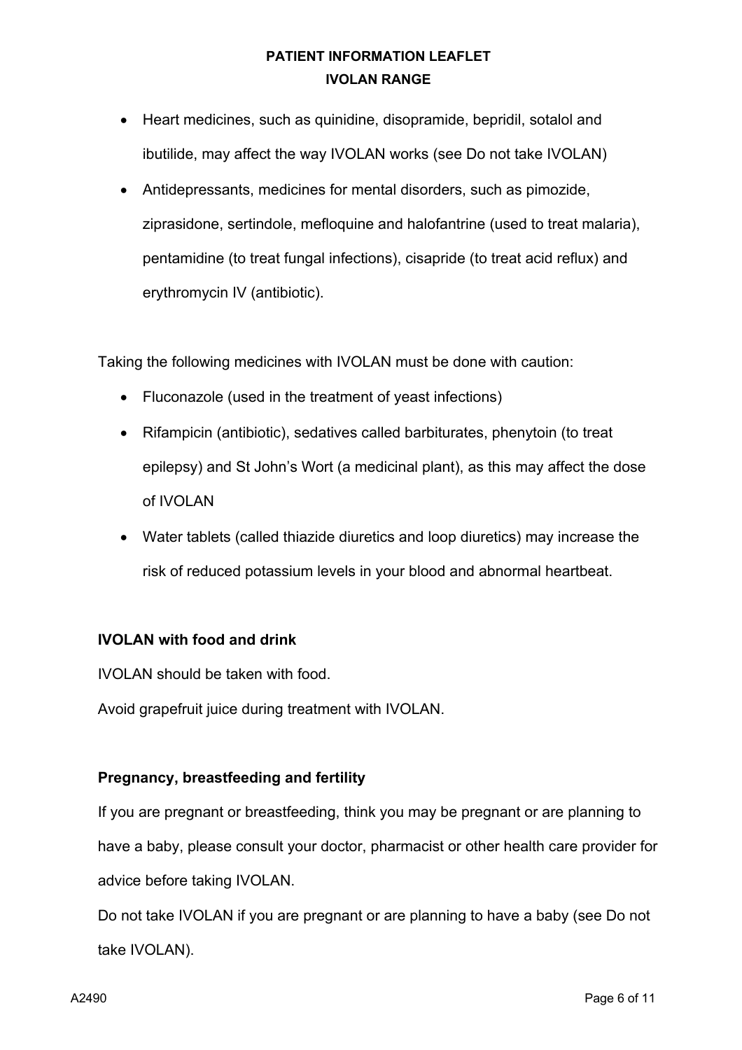- Heart medicines, such as quinidine, disopramide, bepridil, sotalol and ibutilide, may affect the way IVOLAN works (see Do not take IVOLAN)
- Antidepressants, medicines for mental disorders, such as pimozide, ziprasidone, sertindole, mefloquine and halofantrine (used to treat malaria), pentamidine (to treat fungal infections), cisapride (to treat acid reflux) and erythromycin IV (antibiotic).

Taking the following medicines with IVOLAN must be done with caution:

- Fluconazole (used in the treatment of yeast infections)
- Rifampicin (antibiotic), sedatives called barbiturates, phenytoin (to treat epilepsy) and St John's Wort (a medicinal plant), as this may affect the dose of IVOLAN
- Water tablets (called thiazide diuretics and loop diuretics) may increase the risk of reduced potassium levels in your blood and abnormal heartbeat.

**IVOLAN with food and drink**

IVOLAN should be taken with food.

Avoid grapefruit juice during treatment with IVOLAN.

**Pregnancy, breastfeeding and fertility**

If you are pregnant or breastfeeding, think you may be pregnant or are planning to have a baby, please consult your doctor, pharmacist or other health care provider for advice before taking IVOLAN.

Do not take IVOLAN if you are pregnant or are planning to have a baby (see Do not take IVOLAN).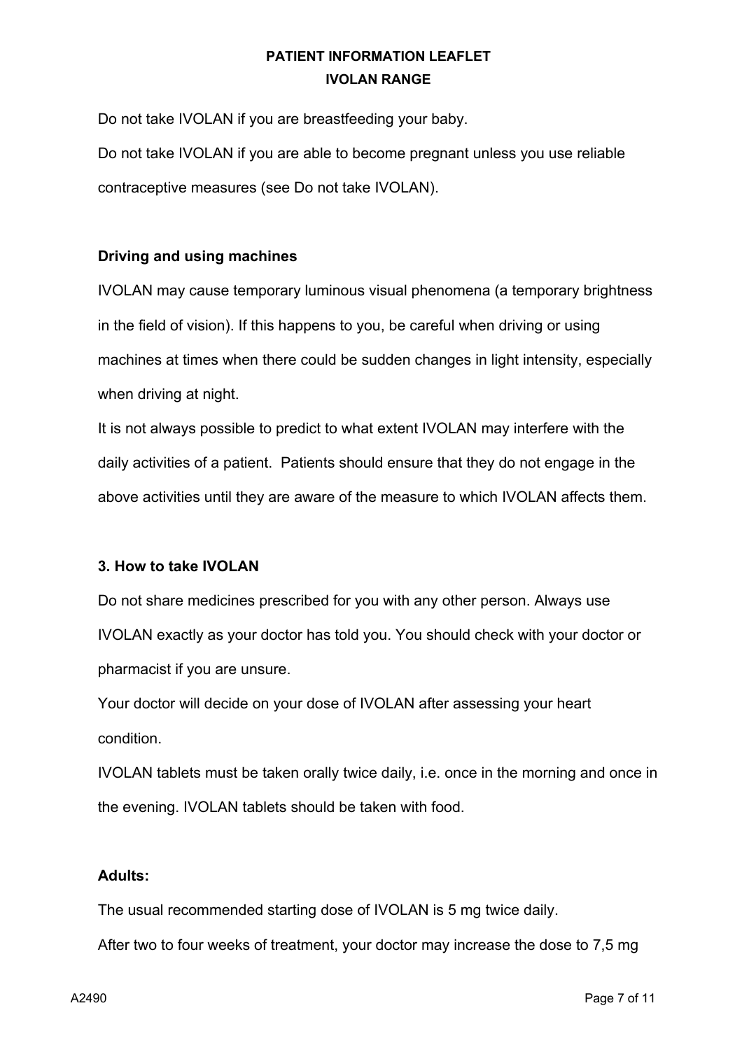Do not take IVOLAN if you are breastfeeding your baby.

Do not take IVOLAN if you are able to become pregnant unless you use reliable contraceptive measures (see Do not take IVOLAN).

**Driving and using machines**

IVOLAN may cause temporary luminous visual phenomena (a temporary brightness in the field of vision). If this happens to you, be careful when driving or using machines at times when there could be sudden changes in light intensity, especially when driving at night.

It is not always possible to predict to what extent IVOLAN may interfere with the daily activities of a patient. Patients should ensure that they do not engage in the above activities until they are aware of the measure to which IVOLAN affects them.

**3. How to take IVOLAN**

Do not share medicines prescribed for you with any other person. Always use IVOLAN exactly as your doctor has told you. You should check with your doctor or pharmacist if you are unsure.

Your doctor will decide on your dose of IVOLAN after assessing your heart condition.

IVOLAN tablets must be taken orally twice daily, i.e. once in the morning and once in the evening. IVOLAN tablets should be taken with food.

**Adults:**

The usual recommended starting dose of IVOLAN is 5 mg twice daily.

After two to four weeks of treatment, your doctor may increase the dose to 7,5 mg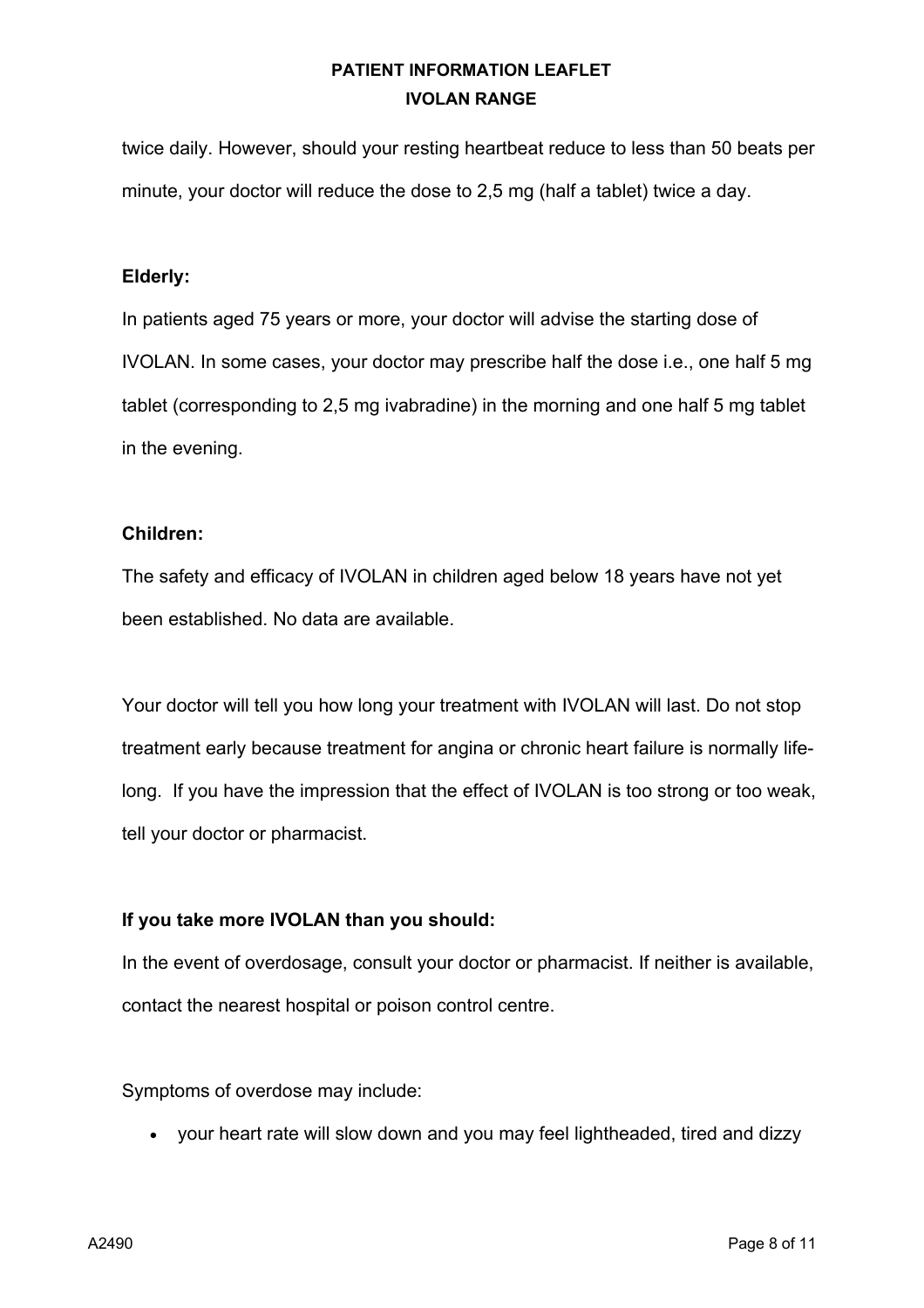twice daily. However, should your resting heartbeat reduce to less than 50 beats per minute, your doctor will reduce the dose to 2,5 mg (half a tablet) twice a day.

**Elderly:**

In patients aged 75 years or more, your doctor will advise the starting dose of IVOLAN. In some cases, your doctor may prescribe half the dose i.e., one half 5 mg tablet (corresponding to 2,5 mg ivabradine) in the morning and one half 5 mg tablet in the evening.

**Children:**

The safety and efficacy of IVOLAN in children aged below 18 years have not yet been established. No data are available.

Your doctor will tell you how long your treatment with IVOLAN will last. Do not stop treatment early because treatment for angina or chronic heart failure is normally life-long. If you have the impression that the effect of IVOLAN is too strong or too weak, tell your doctor or pharmacist.

**If you take more IVOLAN than you should:**

In the event of overdosage, consult your doctor or pharmacist. If neither is available, contact the nearest hospital or poison control centre.

Symptoms of overdose may include:

- your heart rate will slow down and you may feel lightheaded, tired and dizzy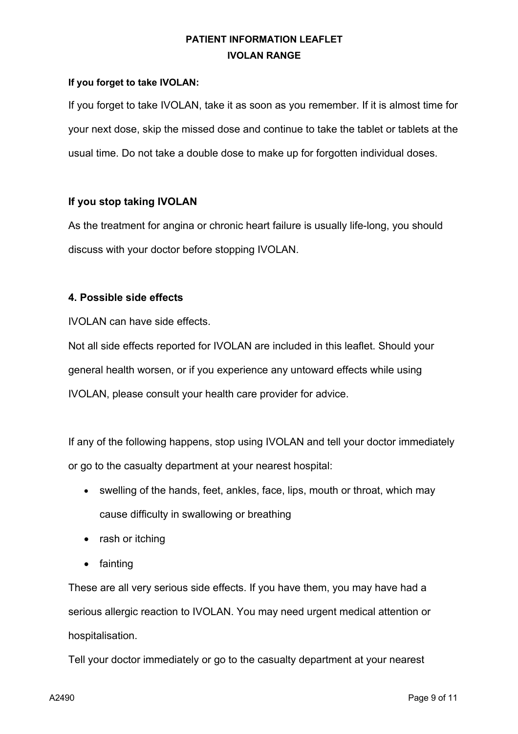**If you forget to take IVOLAN:**

If you forget to take IVOLAN, take it as soon as you remember. If it is almost time for your next dose, skip the missed dose and continue to take the tablet or tablets at the usual time. Do not take a double dose to make up for forgotten individual doses.

**If you stop taking IVOLAN**

As the treatment for angina or chronic heart failure is usually life-long, you should discuss with your doctor before stopping IVOLAN.

## 4. Possible side effects

IVOLAN can have side effects.

Not all side effects reported for IVOLAN are included in this leaflet. Should your general health worsen, or if you experience any untoward effects while using IVOLAN, please consult your health care provider for advice.

If any of the following happens, stop using IVOLAN and tell your doctor immediately or go to the casualty department at your nearest hospital:

- swelling of the hands, feet, ankles, face, lips, mouth or throat, which may cause difficulty in swallowing or breathing
- rash or itching
- fainting

These are all very serious side effects. If you have them, you may have had a serious allergic reaction to IVOLAN. You may need urgent medical attention or hospitalisation.

Tell your doctor immediately or go to the casualty department at your nearest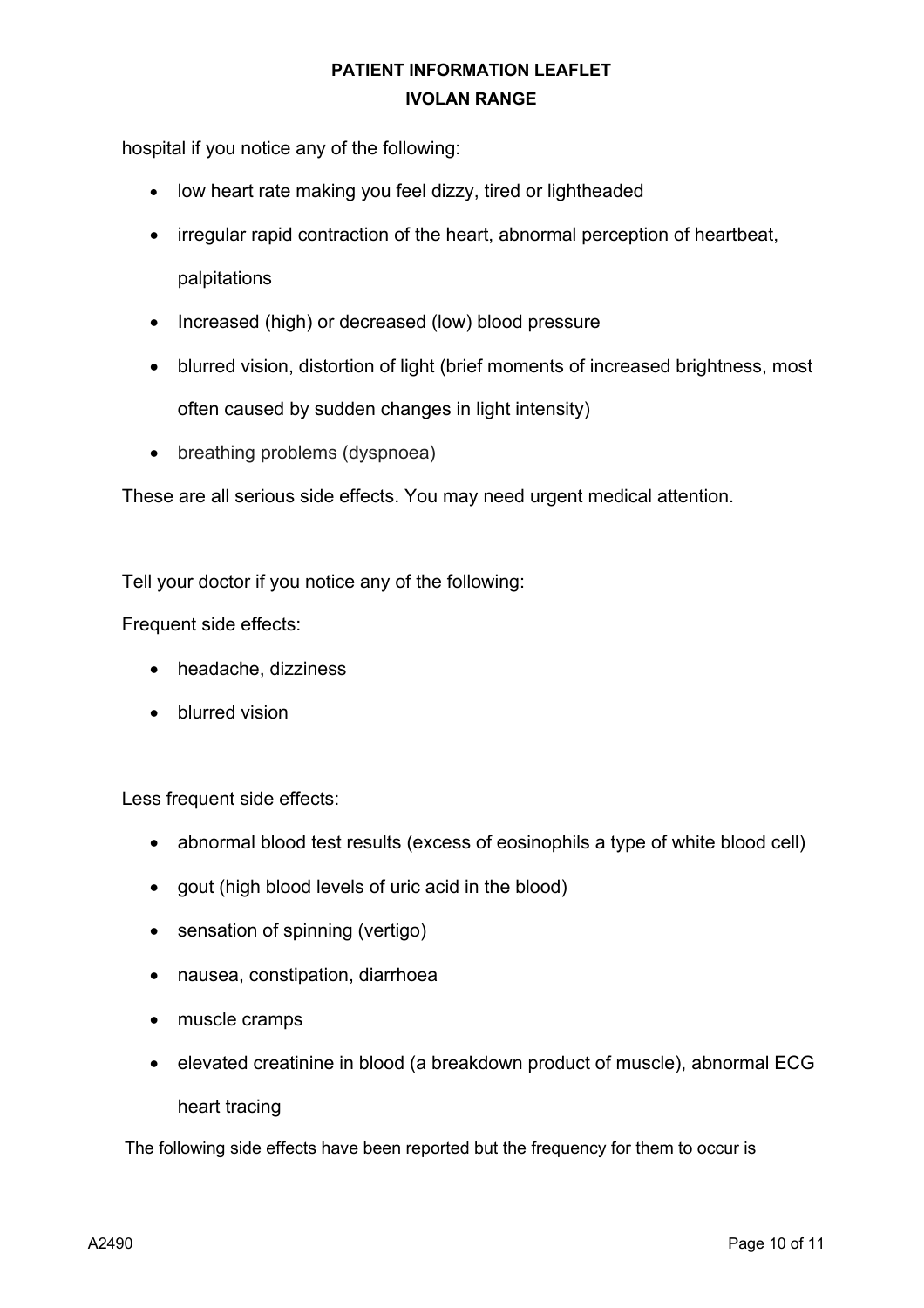hospital if you notice any of the following:

- low heart rate making you feel dizzy, tired or lightheaded
- irregular rapid contraction of the heart, abnormal perception of heartbeat, palpitations
- Increased (high) or decreased (low) blood pressure
- blurred vision, distortion of light (brief moments of increased brightness, most often caused by sudden changes in light intensity)
- breathing problems (dyspnoea)

These are all serious side effects. You may need urgent medical attention.

Tell your doctor if you notice any of the following:

Frequent side effects:

- headache, dizziness
- blurred vision

Less frequent side effects:

- abnormal blood test results (excess of eosinophils a type of white blood cell)
- gout (high blood levels of uric acid in the blood)
- sensation of spinning (vertigo)
- nausea, constipation, diarrhoea
- muscle cramps
- elevated creatinine in blood (a breakdown product of muscle), abnormal ECG heart tracing

The following side effects have been reported but the frequency for them to occur is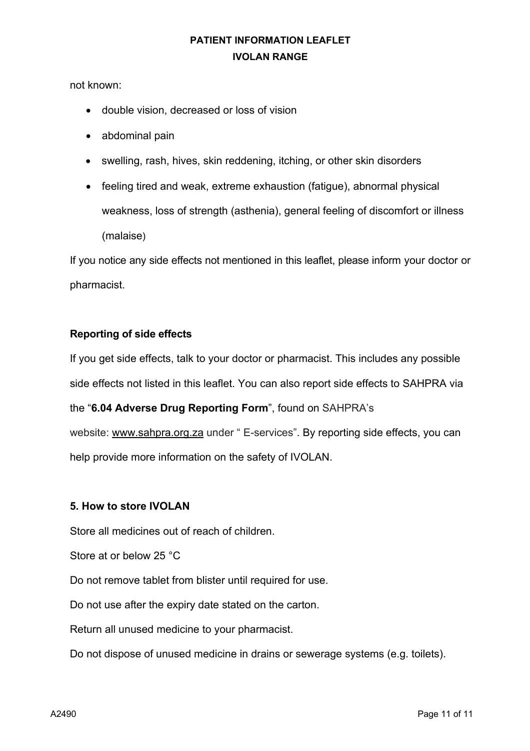not known:

- double vision, decreased or loss of vision
- abdominal pain
- swelling, rash, hives, skin reddening, itching, or other skin disorders
- feeling tired and weak, extreme exhaustion (fatigue), abnormal physical weakness, loss of strength (asthenia), general feeling of discomfort or illness (malaise)

If you notice any side effects not mentioned in this leaflet, please inform your doctor or pharmacist.

**Reporting of side effects**

If you get side effects, talk to your doctor or pharmacist. This includes any possible side effects not listed in this leaflet. You can also report side effects to SAHPRA via the "**6.04 Adverse Drug Reporting Form**", found on SAHPRA's website: www.sahpra.org.za under " E-services". By reporting side effects, you can help provide more information on the safety of IVOLAN.

**5. How to store IVOLAN**

Store all medicines out of reach of children.

Store at or below 25 °C

Do not remove tablet from blister until required for use.

Do not use after the expiry date stated on the carton.

Return all unused medicine to your pharmacist.

Do not dispose of unused medicine in drains or sewerage systems (e.g. toilets).